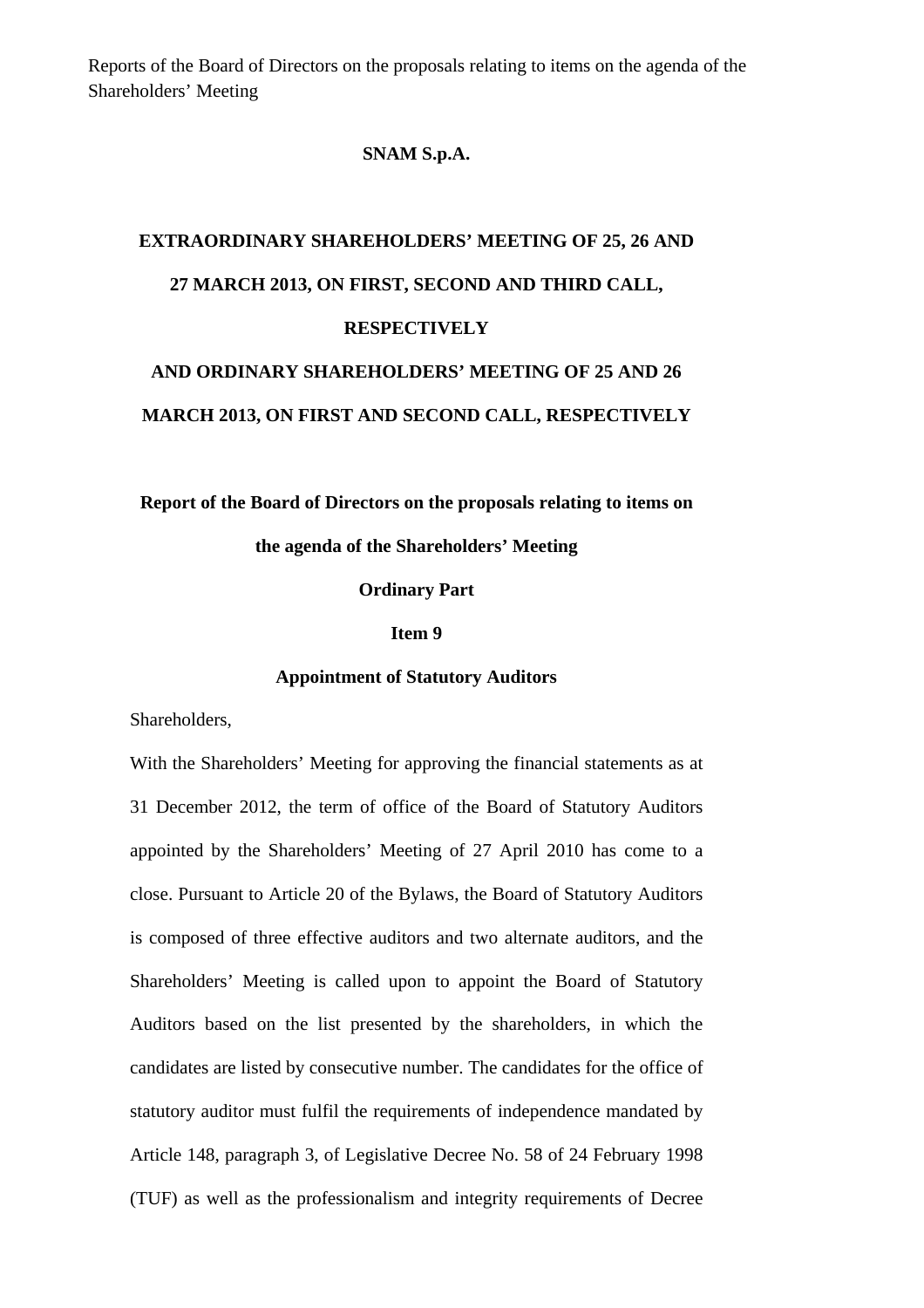Reports of the Board of Directors on the proposals relating to items on the agenda of the Shareholders' Meeting

**SNAM S.p.A.**

**EXTRAORDINARY SHAREHOLDERS' MEETING OF 25, 26 AND 27 MARCH 2013, ON FIRST, SECOND AND THIRD CALL, RESPECTIVELY**

**AND ORDINARY SHAREHOLDERS' MEETING OF 25 AND 26 MARCH 2013, ON FIRST AND SECOND CALL, RESPECTIVELY**

**Report of the Board of Directors on the proposals relating to items on the agenda of the Shareholders' Meeting**

**Ordinary Part**

**Item 9**

**Appointment of Statutory Auditors**

Shareholders,

With the Shareholders' Meeting for approving the financial statements as at 31 December 2012, the term of office of the Board of Statutory Auditors appointed by the Shareholders' Meeting of 27 April 2010 has come to a close. Pursuant to Article 20 of the Bylaws, the Board of Statutory Auditors is composed of three effective auditors and two alternate auditors, and the Shareholders' Meeting is called upon to appoint the Board of Statutory Auditors based on the list presented by the shareholders, in which the candidates are listed by consecutive number. The candidates for the office of statutory auditor must fulfil the requirements of independence mandated by Article 148, paragraph 3, of Legislative Decree No. 58 of 24 February 1998 (TUF) as well as the professionalism and integrity requirements of Decree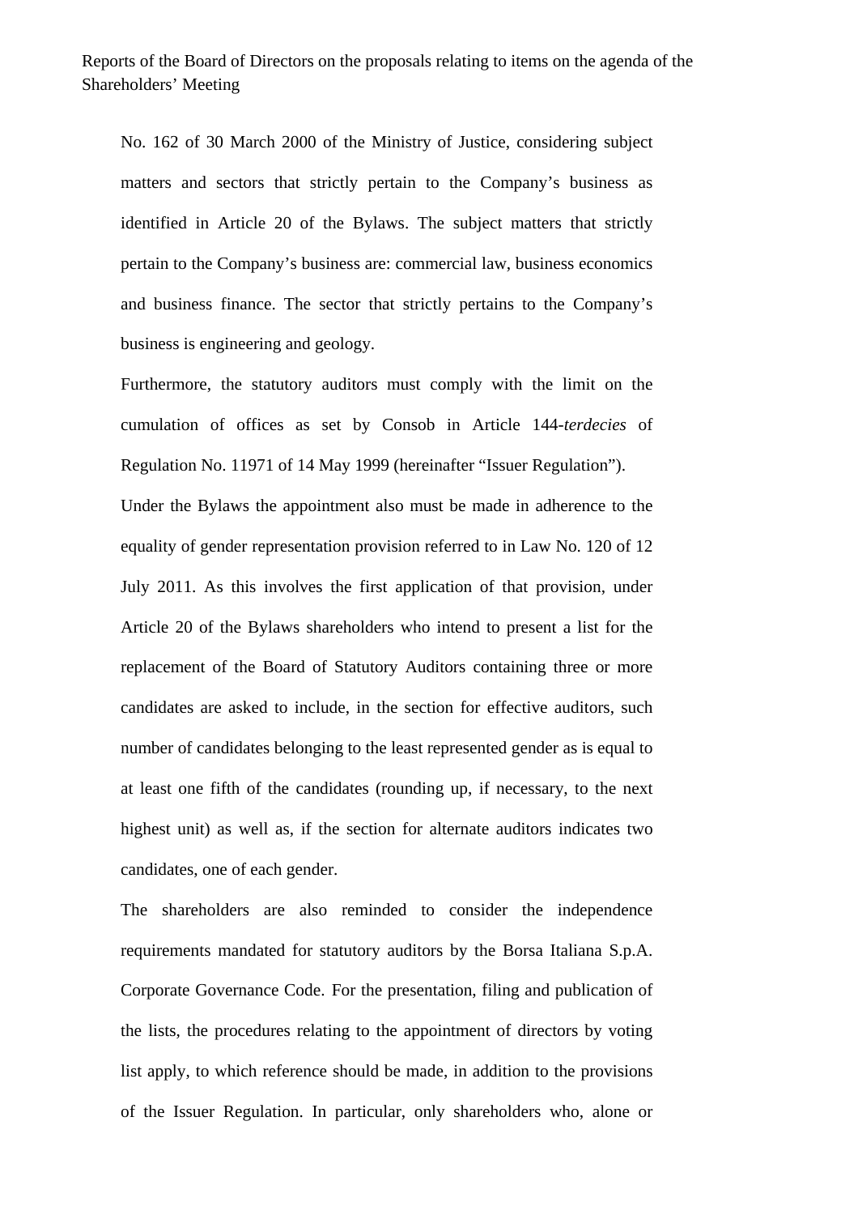No. 162 of 30 March 2000 of the Ministry of Justice, considering subject matters and sectors that strictly pertain to the Company's business as identified in Article 20 of the Bylaws. The subject matters that strictly pertain to the Company's business are: commercial law, business economics and business finance. The sector that strictly pertains to the Company's business is engineering and geology.

Furthermore, the statutory auditors must comply with the limit on the cumulation of offices as set by Consob in Article 144-*terdecies* of Regulation No. 11971 of 14 May 1999 (hereinafter "Issuer Regulation").

Under the Bylaws the appointment also must be made in adherence to the equality of gender representation provision referred to in Law No. 120 of 12 July 2011. As this involves the first application of that provision, under Article 20 of the Bylaws shareholders who intend to present a list for the replacement of the Board of Statutory Auditors containing three or more candidates are asked to include, in the section for effective auditors, such number of candidates belonging to the least represented gender as is equal to at least one fifth of the candidates (rounding up, if necessary, to the next highest unit) as well as, if the section for alternate auditors indicates two candidates, one of each gender.

The shareholders are also reminded to consider the independence requirements mandated for statutory auditors by the Borsa Italiana S.p.A. Corporate Governance Code. For the presentation, filing and publication of the lists, the procedures relating to the appointment of directors by voting list apply, to which reference should be made, in addition to the provisions of the Issuer Regulation. In particular, only shareholders who, alone or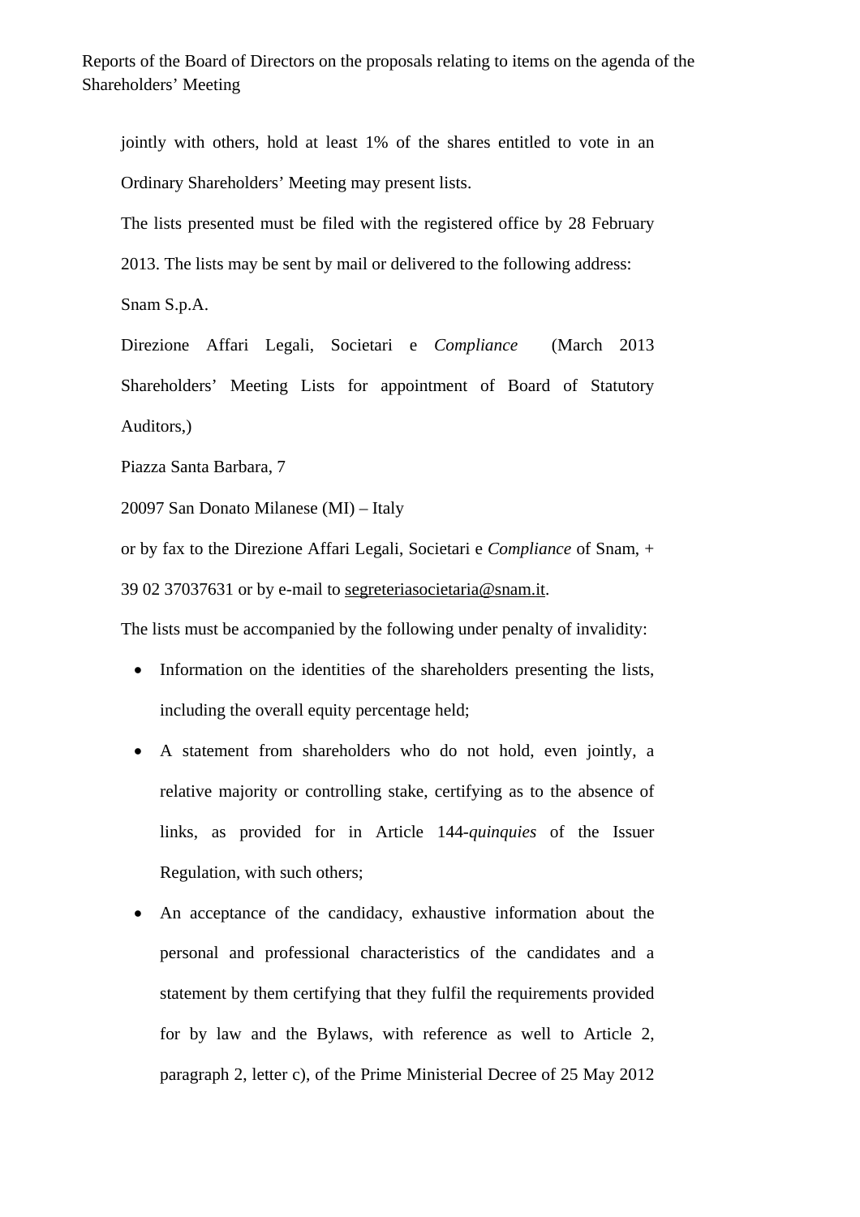jointly with others, hold at least 1% of the shares entitled to vote in an Ordinary Shareholders' Meeting may present lists.

The lists presented must be filed with the registered office by 28 February 2013. The lists may be sent by mail or delivered to the following address:

Snam S.p.A.

Direzione Affari Legali, Societari e *Compliance* (March 2013 Shareholders' Meeting Lists for appointment of Board of Statutory Auditors,)

Piazza Santa Barbara, 7

20097 San Donato Milanese (MI) – Italy

or by fax to the Direzione Affari Legali, Societari e *Compliance* of Snam, + 39 02 37037631 or by e-mail to segreteriasocietaria@snam.it.

The lists must be accompanied by the following under penalty of invalidity:

- Information on the identities of the shareholders presenting the lists, including the overall equity percentage held;
- A statement from shareholders who do not hold, even jointly, a relative majority or controlling stake, certifying as to the absence of links, as provided for in Article 144-*quinquies* of the Issuer Regulation, with such others;
- An acceptance of the candidacy, exhaustive information about the personal and professional characteristics of the candidates and a statement by them certifying that they fulfil the requirements provided for by law and the Bylaws, with reference as well to Article 2, paragraph 2, letter c), of the Prime Ministerial Decree of 25 May 2012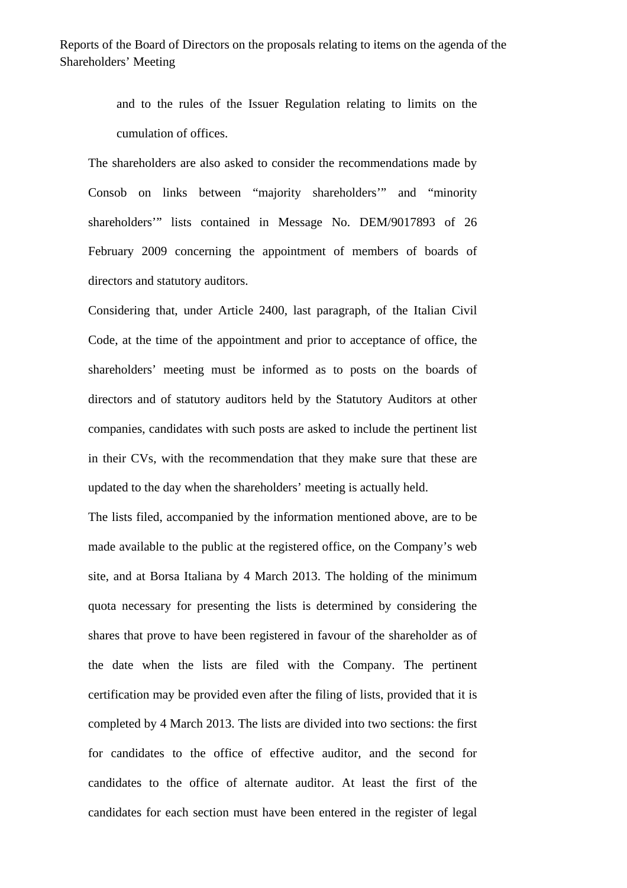and to the rules of the Issuer Regulation relating to limits on the cumulation of offices.

The shareholders are also asked to consider the recommendations made by Consob on links between "majority shareholders'" and "minority shareholders'" lists contained in Message No. DEM/9017893 of 26 February 2009 concerning the appointment of members of boards of directors and statutory auditors.

Considering that, under Article 2400, last paragraph, of the Italian Civil Code, at the time of the appointment and prior to acceptance of office, the shareholders' meeting must be informed as to posts on the boards of directors and of statutory auditors held by the Statutory Auditors at other companies, candidates with such posts are asked to include the pertinent list in their CVs, with the recommendation that they make sure that these are updated to the day when the shareholders' meeting is actually held.

The lists filed, accompanied by the information mentioned above, are to be made available to the public at the registered office, on the Company's web site, and at Borsa Italiana by 4 March 2013. The holding of the minimum quota necessary for presenting the lists is determined by considering the shares that prove to have been registered in favour of the shareholder as of the date when the lists are filed with the Company. The pertinent certification may be provided even after the filing of lists, provided that it is completed by 4 March 2013. The lists are divided into two sections: the first for candidates to the office of effective auditor, and the second for candidates to the office of alternate auditor. At least the first of the candidates for each section must have been entered in the register of legal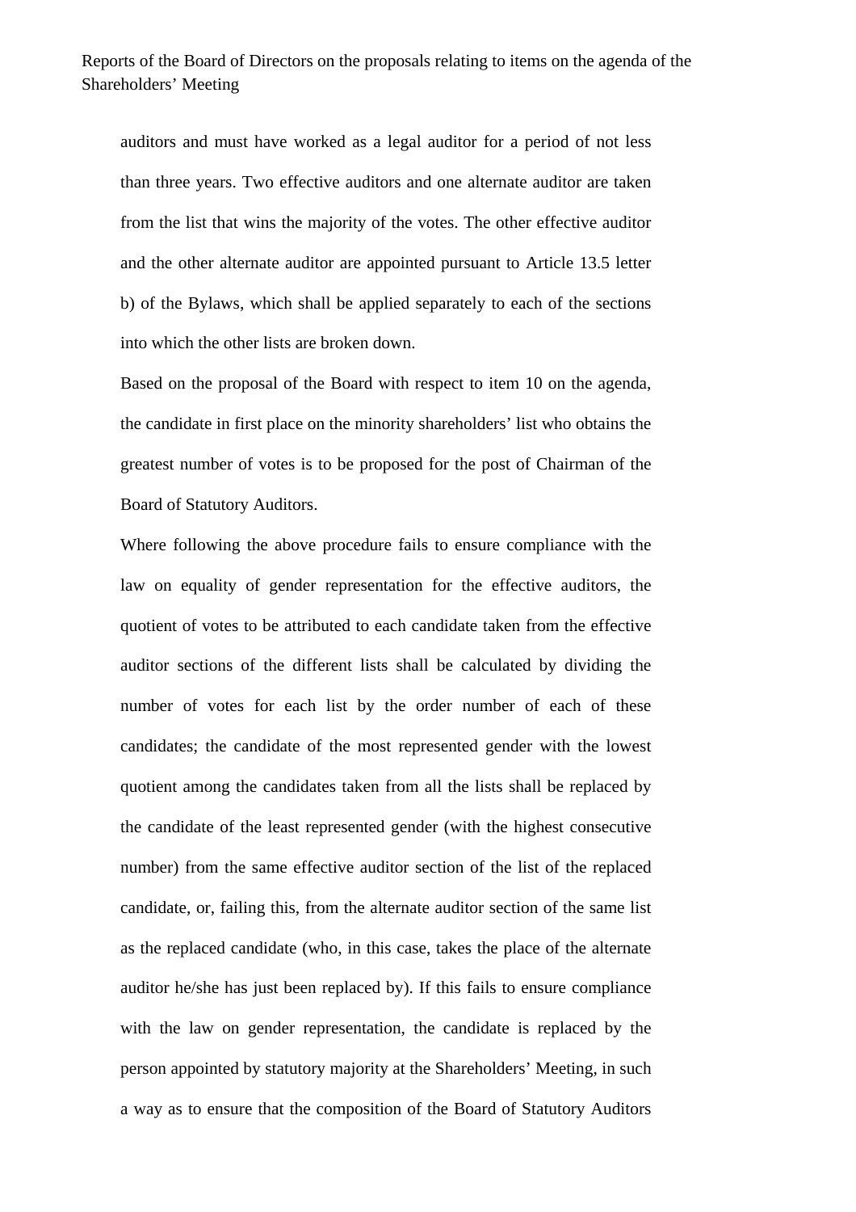auditors and must have worked as a legal auditor for a period of not less than three years. Two effective auditors and one alternate auditor are taken from the list that wins the majority of the votes. The other effective auditor and the other alternate auditor are appointed pursuant to Article 13.5 letter b) of the Bylaws, which shall be applied separately to each of the sections into which the other lists are broken down.

Based on the proposal of the Board with respect to item 10 on the agenda, the candidate in first place on the minority shareholders' list who obtains the greatest number of votes is to be proposed for the post of Chairman of the Board of Statutory Auditors.

Where following the above procedure fails to ensure compliance with the law on equality of gender representation for the effective auditors, the quotient of votes to be attributed to each candidate taken from the effective auditor sections of the different lists shall be calculated by dividing the number of votes for each list by the order number of each of these candidates; the candidate of the most represented gender with the lowest quotient among the candidates taken from all the lists shall be replaced by the candidate of the least represented gender (with the highest consecutive number) from the same effective auditor section of the list of the replaced candidate, or, failing this, from the alternate auditor section of the same list as the replaced candidate (who, in this case, takes the place of the alternate auditor he/she has just been replaced by). If this fails to ensure compliance with the law on gender representation, the candidate is replaced by the person appointed by statutory majority at the Shareholders' Meeting, in such a way as to ensure that the composition of the Board of Statutory Auditors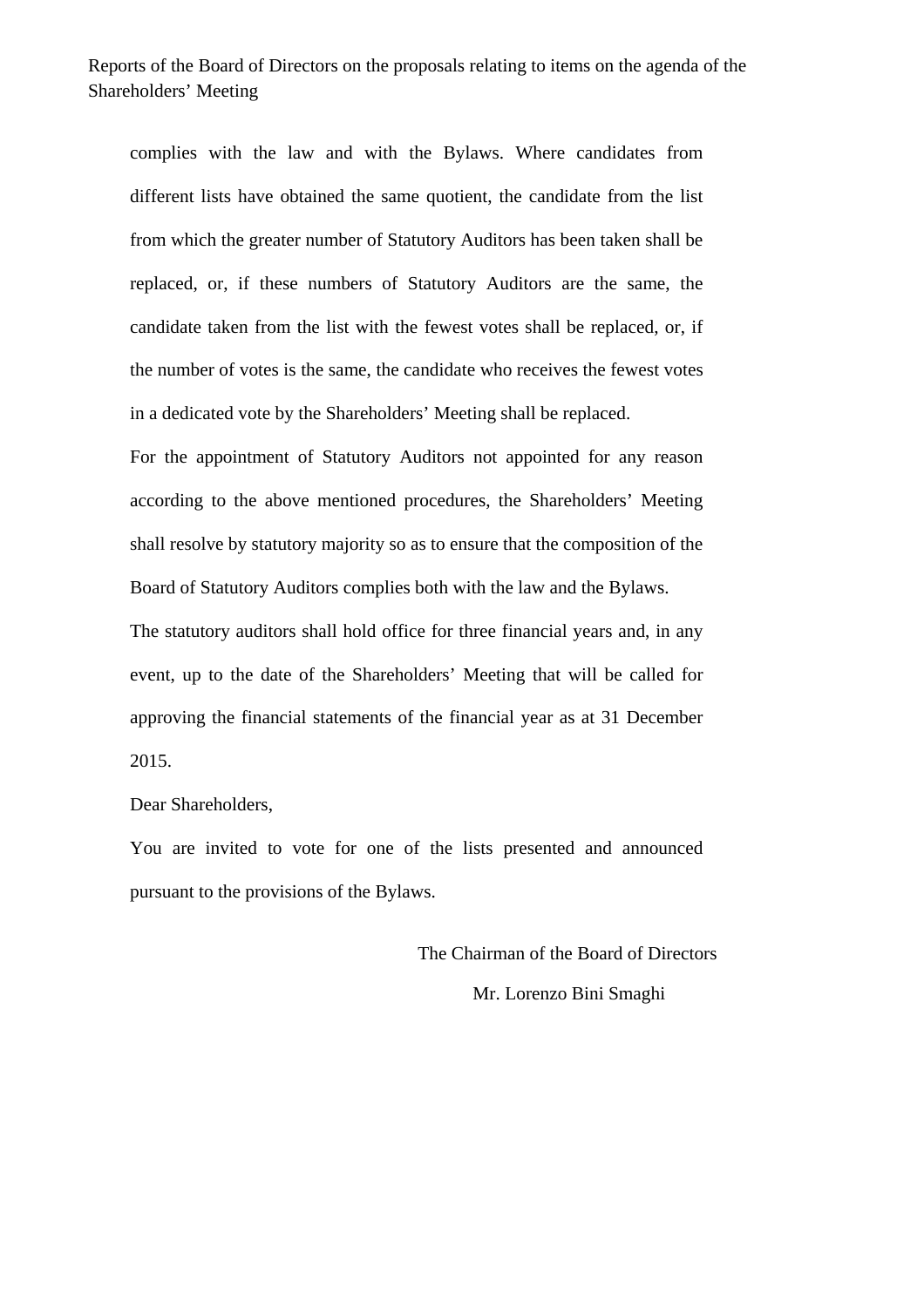complies with the law and with the Bylaws. Where candidates from different lists have obtained the same quotient, the candidate from the list from which the greater number of Statutory Auditors has been taken shall be replaced, or, if these numbers of Statutory Auditors are the same, the candidate taken from the list with the fewest votes shall be replaced, or, if the number of votes is the same, the candidate who receives the fewest votes in a dedicated vote by the Shareholders' Meeting shall be replaced.

For the appointment of Statutory Auditors not appointed for any reason according to the above mentioned procedures, the Shareholders' Meeting shall resolve by statutory majority so as to ensure that the composition of the Board of Statutory Auditors complies both with the law and the Bylaws.

The statutory auditors shall hold office for three financial years and, in any event, up to the date of the Shareholders' Meeting that will be called for approving the financial statements of the financial year as at 31 December 2015.

Dear Shareholders,

You are invited to vote for one of the lists presented and announced pursuant to the provisions of the Bylaws.

The Chairman of the Board of Directors

Mr. Lorenzo Bini Smaghi